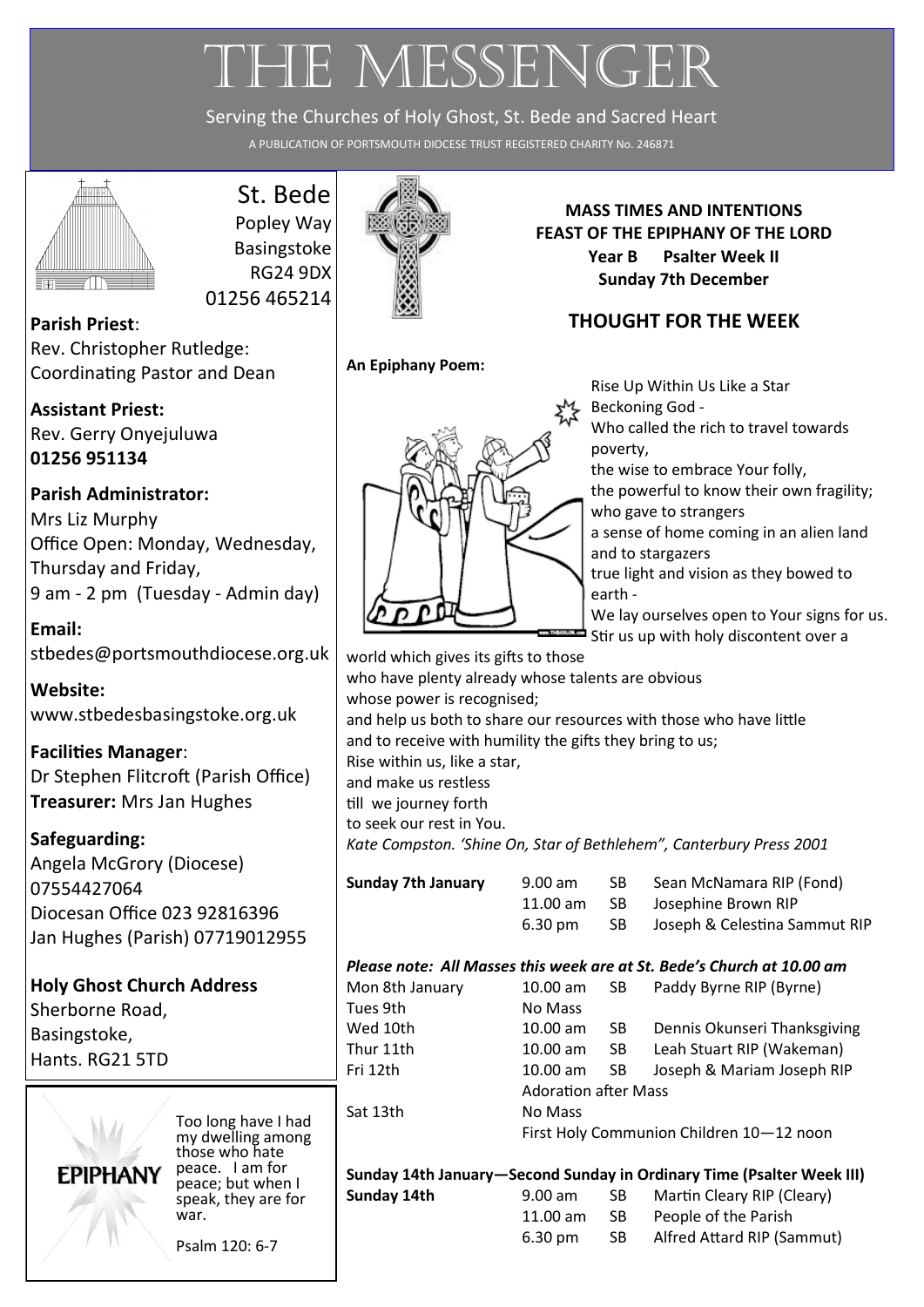# THE MESSENGER

Serving the Churches of Holy Ghost, St. Bede and Sacred Heart

A PUBLICATION OF PORTSMOUTH DIOCESE TRUST REGISTERED CHARITY No. 246871

## St. Bede

Popley Way
Basingstoke
RG24 9DX
01256 465214

**Parish Priest**:
Rev. Christopher Rutledge: Coordinating Pastor and Dean

**Assistant Priest:**
Rev. Gerry Onyejuluwa
**01256 951134**

**Parish Administrator:**
Mrs Liz Murphy
Office Open: Monday, Wednesday, Thursday and Friday,
9 am - 2 pm (Tuesday - Admin day)

**Email:**
stbedes@portsmouthdiocese.org.uk

**Website:**
www.stbedesbasingstoke.org.uk

**Facilities Manager**:
Dr Stephen Flitcroft (Parish Office)
**Treasurer:** Mrs Jan Hughes

**Safeguarding:**
Angela McGrory (Diocese)
07554427064
Diocesan Office 023 92816396
Jan Hughes (Parish) 07719012955

**Holy Ghost Church Address**
Sherborne Road,
Basingstoke,
Hants. RG21 5TD

**EPIPHANY**

Too long have I had my dwelling among those who hate peace. I am for peace; but when I speak, they are for war.

Psalm 120: 6-7

**MASS TIMES AND INTENTIONS**
**FEAST OF THE EPIPHANY OF THE LORD**
**Year B Psalter Week II**
**Sunday 7th December**

## THOUGHT FOR THE WEEK

**An Epiphany Poem:**

Rise Up Within Us Like a Star
Beckoning God -
Who called the rich to travel towards poverty,
the wise to embrace Your folly,
the powerful to know their own fragility;
who gave to strangers
a sense of home coming in an alien land
and to stargazers
true light and vision as they bowed to earth -
We lay ourselves open to Your signs for us.
Stir us up with holy discontent over a world which gives its gifts to those
who have plenty already whose talents are obvious
whose power is recognised;
and help us both to share our resources with those who have little
and to receive with humility the gifts they bring to us;
Rise within us, like a star,
and make us restless
till we journey forth
to seek our rest in You.

*Kate Compston. 'Shine On, Star of Bethlehem", Canterbury Press 2001*

| **Sunday 7th January** | 9.00 am | SB | Sean McNamara RIP (Fond) |
|---|---|---|---|
| | 11.00 am | SB | Josephine Brown RIP |
| | 6.30 pm | SB | Joseph & Celestina Sammut RIP |

***Please note: All Masses this week are at St. Bede's Church at 10.00 am***

| | | | |
|---|---|---|---|
| Mon 8th January | 10.00 am | SB | Paddy Byrne RIP (Byrne) |
| Tues 9th | No Mass | | |
| Wed 10th | 10.00 am | SB | Dennis Okunseri Thanksgiving |
| Thur 11th | 10.00 am | SB | Leah Stuart RIP (Wakeman) |
| Fri 12th | 10.00 am | SB | Joseph & Mariam Joseph RIP |
| | Adoration after Mass | | |
| Sat 13th | No Mass | | |
| | First Holy Communion Children 10—12 noon | | |

**Sunday 14th January—Second Sunday in Ordinary Time (Psalter Week III)**

| **Sunday 14th** | 9.00 am | SB | Martin Cleary RIP (Cleary) |
|---|---|---|---|
| | 11.00 am | SB | People of the Parish |
| | 6.30 pm | SB | Alfred Attard RIP (Sammut) |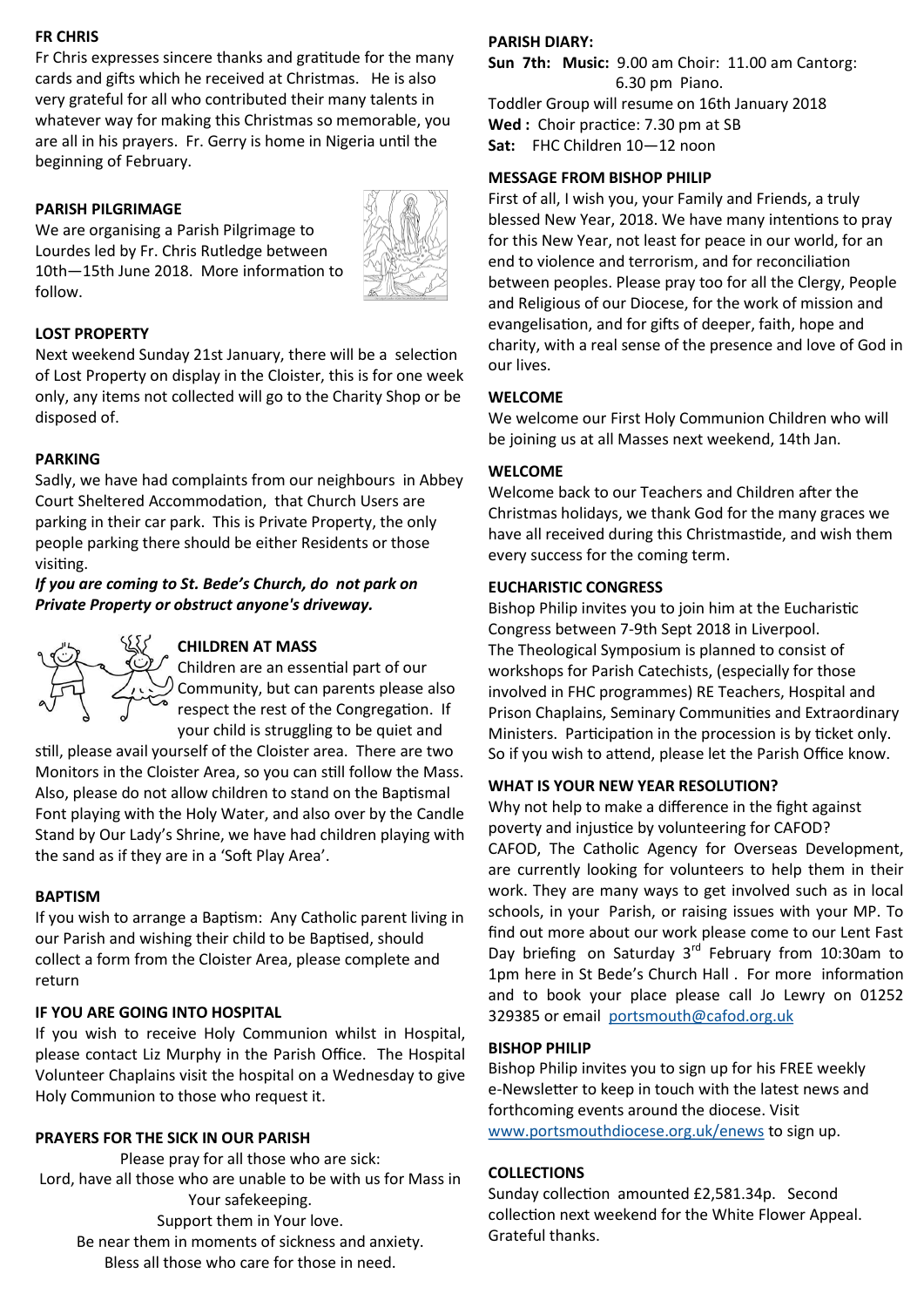**FR CHRIS**

Fr Chris expresses sincere thanks and gratitude for the many cards and gifts which he received at Christmas. He is also very grateful for all who contributed their many talents in whatever way for making this Christmas so memorable, you are all in his prayers. Fr. Gerry is home in Nigeria until the beginning of February.

**PARISH PILGRIMAGE**

We are organising a Parish Pilgrimage to Lourdes led by Fr. Chris Rutledge between 10th—15th June 2018. More information to follow.

**LOST PROPERTY**

Next weekend Sunday 21st January, there will be a selection of Lost Property on display in the Cloister, this is for one week only, any items not collected will go to the Charity Shop or be disposed of.

**PARKING**

Sadly, we have had complaints from our neighbours in Abbey Court Sheltered Accommodation, that Church Users are parking in their car park. This is Private Property, the only people parking there should be either Residents or those visiting.

***If you are coming to St. Bede's Church, do not park on Private Property or obstruct anyone's driveway.***

**CHILDREN AT MASS**

Children are an essential part of our Community, but can parents please also respect the rest of the Congregation. If your child is struggling to be quiet and still, please avail yourself of the Cloister area. There are two Monitors in the Cloister Area, so you can still follow the Mass. Also, please do not allow children to stand on the Baptismal Font playing with the Holy Water, and also over by the Candle Stand by Our Lady's Shrine, we have had children playing with the sand as if they are in a 'Soft Play Area'.

**BAPTISM**

If you wish to arrange a Baptism: Any Catholic parent living in our Parish and wishing their child to be Baptised, should collect a form from the Cloister Area, please complete and return

**IF YOU ARE GOING INTO HOSPITAL**

If you wish to receive Holy Communion whilst in Hospital, please contact Liz Murphy in the Parish Office. The Hospital Volunteer Chaplains visit the hospital on a Wednesday to give Holy Communion to those who request it.

**PRAYERS FOR THE SICK IN OUR PARISH**

Please pray for all those who are sick:
Lord, have all those who are unable to be with us for Mass in Your safekeeping.
Support them in Your love.
Be near them in moments of sickness and anxiety.
Bless all those who care for those in need.

**PARISH DIARY:**

**Sun 7th: Music:** 9.00 am Choir: 11.00 am Cantorg: 6.30 pm Piano.
Toddler Group will resume on 16th January 2018
**Wed :** Choir practice: 7.30 pm at SB
**Sat:** FHC Children 10—12 noon

**MESSAGE FROM BISHOP PHILIP**

First of all, I wish you, your Family and Friends, a truly blessed New Year, 2018. We have many intentions to pray for this New Year, not least for peace in our world, for an end to violence and terrorism, and for reconciliation between peoples. Please pray too for all the Clergy, People and Religious of our Diocese, for the work of mission and evangelisation, and for gifts of deeper, faith, hope and charity, with a real sense of the presence and love of God in our lives.

**WELCOME**

We welcome our First Holy Communion Children who will be joining us at all Masses next weekend, 14th Jan.

**WELCOME**

Welcome back to our Teachers and Children after the Christmas holidays, we thank God for the many graces we have all received during this Christmastide, and wish them every success for the coming term.

**EUCHARISTIC CONGRESS**

Bishop Philip invites you to join him at the Eucharistic Congress between 7-9th Sept 2018 in Liverpool.
The Theological Symposium is planned to consist of workshops for Parish Catechists, (especially for those involved in FHC programmes) RE Teachers, Hospital and Prison Chaplains, Seminary Communities and Extraordinary Ministers. Participation in the procession is by ticket only. So if you wish to attend, please let the Parish Office know.

**WHAT IS YOUR NEW YEAR RESOLUTION?**

Why not help to make a difference in the fight against poverty and injustice by volunteering for CAFOD?
CAFOD, The Catholic Agency for Overseas Development, are currently looking for volunteers to help them in their work. They are many ways to get involved such as in local schools, in your Parish, or raising issues with your MP. To find out more about our work please come to our Lent Fast Day briefing on Saturday 3rd February from 10:30am to 1pm here in St Bede's Church Hall . For more information and to book your place please call Jo Lewry on 01252 329385 or email portsmouth@cafod.org.uk

**BISHOP PHILIP**

Bishop Philip invites you to sign up for his FREE weekly e-Newsletter to keep in touch with the latest news and forthcoming events around the diocese. Visit www.portsmouthdiocese.org.uk/enews to sign up.

**COLLECTIONS**

Sunday collection amounted £2,581.34p. Second collection next weekend for the White Flower Appeal. Grateful thanks.